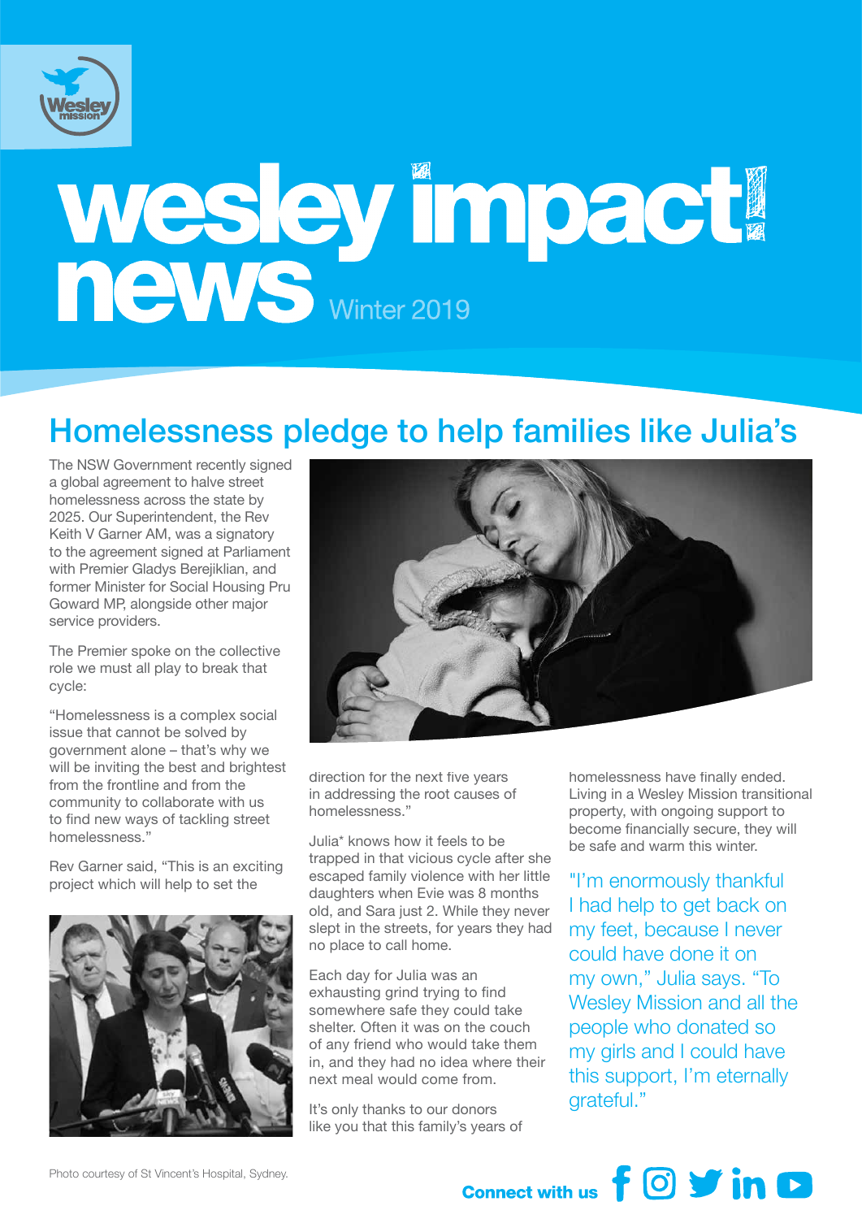# wesley impact news

Winter 2019

## Homelessness pledge to help families like Julia's

The NSW Government recently signed a global agreement to halve street homelessness across the state by 2025. Our Superintendent, the Rev Keith V Garner AM, was a signatory to the agreement signed at Parliament with Premier Gladys Berejiklian, and former Minister for Social Housing Pru Goward MP, alongside other major service providers.

The Premier spoke on the collective role we must all play to break that cycle:

"Homelessness is a complex social issue that cannot be solved by government alone – that's why we will be inviting the best and brightest from the frontline and from the community to collaborate with us to find new ways of tackling street homelessness."

Rev Garner said, "This is an exciting project which will help to set the direction for the next five years in addressing the root causes of homelessness."

Julia* knows how it feels to be trapped in that vicious cycle after she escaped family violence with her little daughters when Evie was 8 months old, and Sara just 2. While they never slept in the streets, for years they had no place to call home.

Each day for Julia was an exhausting grind trying to find somewhere safe they could take shelter. Often it was on the couch of any friend who would take them in, and they had no idea where their next meal would come from.

It's only thanks to our donors like you that this family's years of homelessness have finally ended. Living in a Wesley Mission transitional property, with ongoing support to become financially secure, they will be safe and warm this winter.

"I'm enormously thankful I had help to get back on my feet, because I never could have done it on my own," Julia says. "To Wesley Mission and all the people who donated so my girls and I could have this support, I'm eternally grateful."

Photo courtesy of St Vincent's Hospital, Sydney.

Connect with us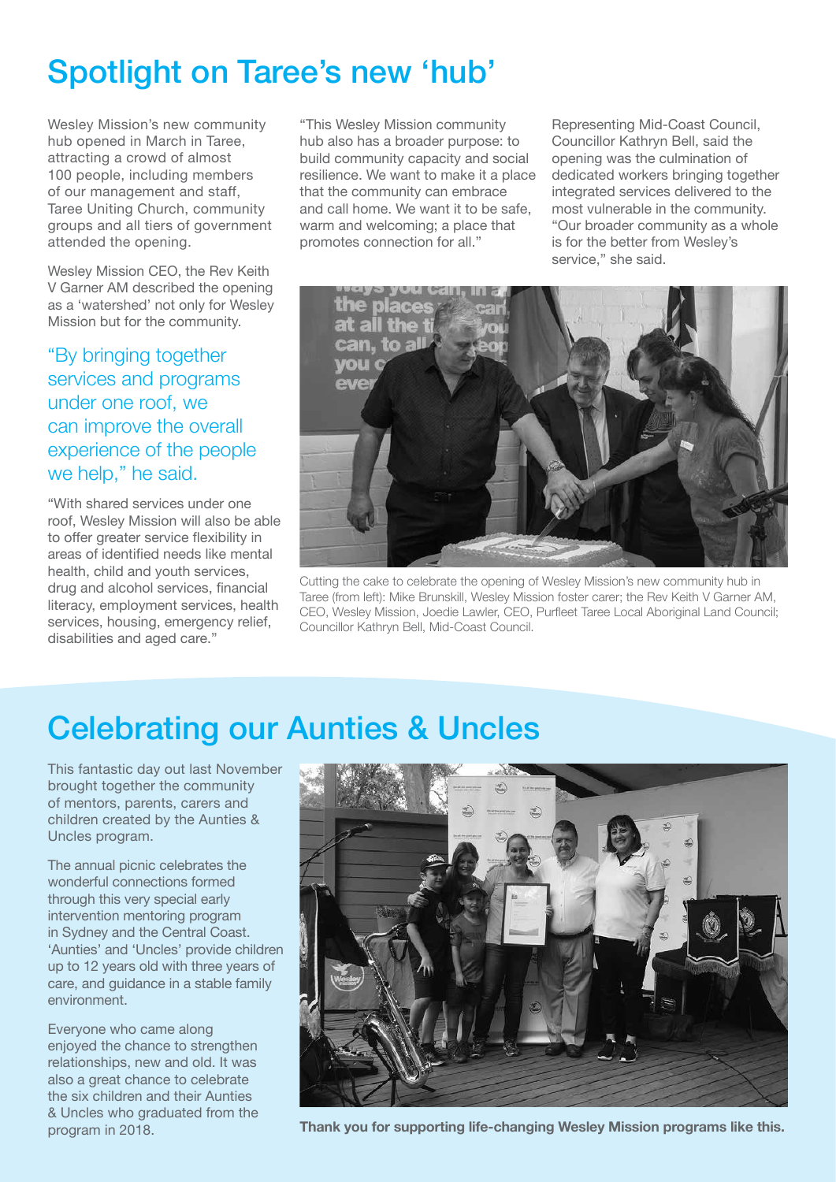# Spotlight on Taree's new 'hub'

Wesley Mission's new community hub opened in March in Taree, attracting a crowd of almost 100 people, including members of our management and staff, Taree Uniting Church, community groups and all tiers of government attended the opening.

Wesley Mission CEO, the Rev Keith V Garner AM described the opening as a 'watershed' not only for Wesley Mission but for the community.

"By bringing together services and programs under one roof, we can improve the overall experience of the people we help," he said.

"With shared services under one roof, Wesley Mission will also be able to offer greater service flexibility in areas of identified needs like mental health, child and youth services, drug and alcohol services, financial literacy, employment services, health services, housing, emergency relief, disabilities and aged care."

"This Wesley Mission community hub also has a broader purpose: to build community capacity and social resilience. We want to make it a place that the community can embrace and call home. We want it to be safe, warm and welcoming; a place that promotes connection for all."

Representing Mid-Coast Council, Councillor Kathryn Bell, said the opening was the culmination of dedicated workers bringing together integrated services delivered to the most vulnerable in the community. "Our broader community as a whole is for the better from Wesley's service," she said.

Cutting the cake to celebrate the opening of Wesley Mission's new community hub in Taree (from left): Mike Brunskill, Wesley Mission foster carer; the Rev Keith V Garner AM, CEO, Wesley Mission, Joedie Lawler, CEO, Purfleet Taree Local Aboriginal Land Council; Councillor Kathryn Bell, Mid-Coast Council.

# Celebrating our Aunties & Uncles

This fantastic day out last November brought together the community of mentors, parents, carers and children created by the Aunties & Uncles program.

The annual picnic celebrates the wonderful connections formed through this very special early intervention mentoring program in Sydney and the Central Coast. 'Aunties' and 'Uncles' provide children up to 12 years old with three years of care, and guidance in a stable family environment.

Everyone who came along enjoyed the chance to strengthen relationships, new and old. It was also a great chance to celebrate the six children and their Aunties & Uncles who graduated from the program in 2018.

**Thank you for supporting life-changing Wesley Mission programs like this.**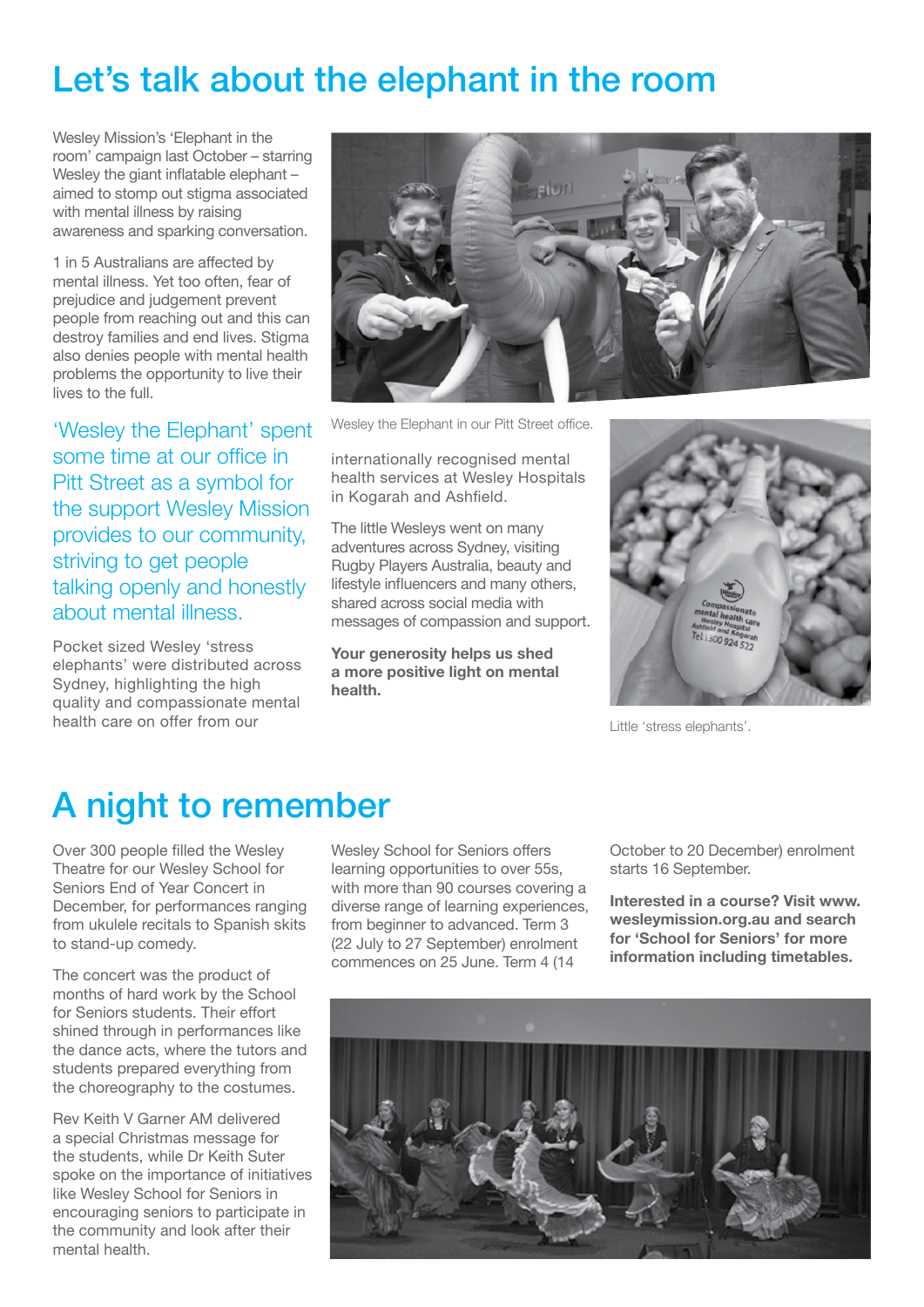# Let's talk about the elephant in the room

Wesley Mission's 'Elephant in the room' campaign last October – starring Wesley the giant inflatable elephant – aimed to stomp out stigma associated with mental illness by raising awareness and sparking conversation.

1 in 5 Australians are affected by mental illness. Yet too often, fear of prejudice and judgement prevent people from reaching out and this can destroy families and end lives. Stigma also denies people with mental health problems the opportunity to live their lives to the full.

'Wesley the Elephant' spent some time at our office in Pitt Street as a symbol for the support Wesley Mission provides to our community, striving to get people talking openly and honestly about mental illness.

Pocket sized Wesley 'stress elephants' were distributed across Sydney, highlighting the high quality and compassionate mental health care on offer from our internationally recognised mental health services at Wesley Hospitals in Kogarah and Ashfield.

Wesley the Elephant in our Pitt Street office.

The little Wesleys went on many adventures across Sydney, visiting Rugby Players Australia, beauty and lifestyle influencers and many others, shared across social media with messages of compassion and support.

**Your generosity helps us shed a more positive light on mental health.**

Little 'stress elephants'.

# A night to remember

Over 300 people filled the Wesley Theatre for our Wesley School for Seniors End of Year Concert in December, for performances ranging from ukulele recitals to Spanish skits to stand-up comedy.

The concert was the product of months of hard work by the School for Seniors students. Their effort shined through in performances like the dance acts, where the tutors and students prepared everything from the choreography to the costumes.

Rev Keith V Garner AM delivered a special Christmas message for the students, while Dr Keith Suter spoke on the importance of initiatives like Wesley School for Seniors in encouraging seniors to participate in the community and look after their mental health.

Wesley School for Seniors offers learning opportunities to over 55s, with more than 90 courses covering a diverse range of learning experiences, from beginner to advanced. Term 3 (22 July to 27 September) enrolment commences on 25 June. Term 4 (14 October to 20 December) enrolment starts 16 September.

**Interested in a course? Visit www.wesleymission.org.au and search for 'School for Seniors' for more information including timetables.**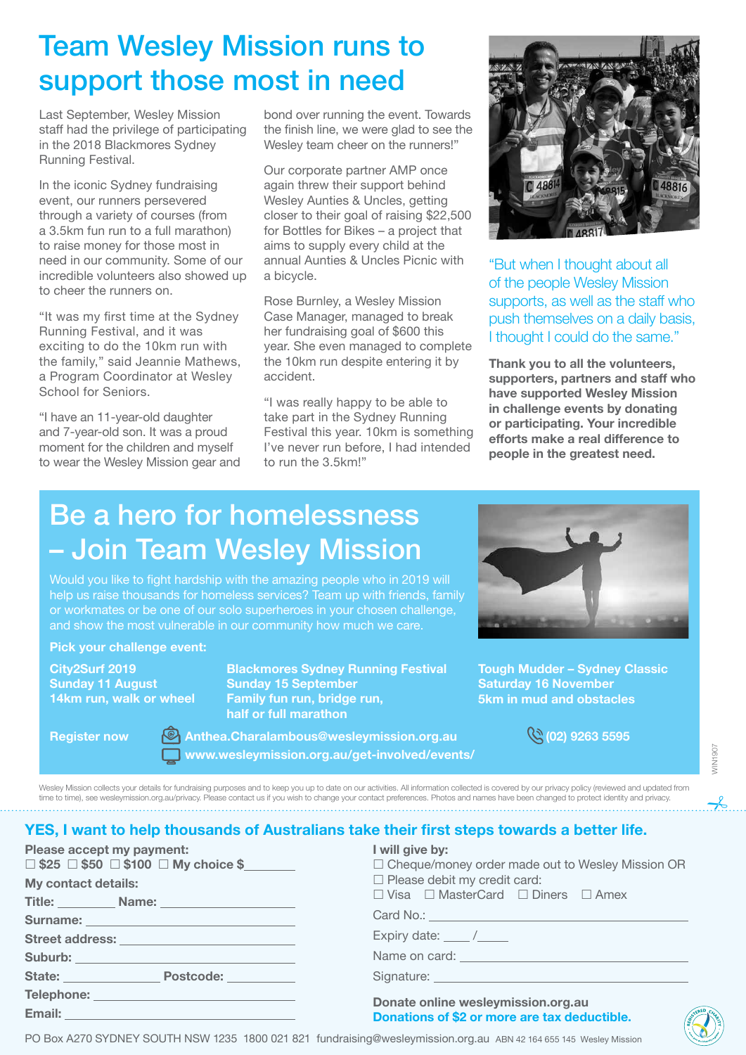# Team Wesley Mission runs to support those most in need

Last September, Wesley Mission staff had the privilege of participating in the 2018 Blackmores Sydney Running Festival.

In the iconic Sydney fundraising event, our runners persevered through a variety of courses (from a 3.5km fun run to a full marathon) to raise money for those most in need in our community. Some of our incredible volunteers also showed up to cheer the runners on.

"It was my first time at the Sydney Running Festival, and it was exciting to do the 10km run with the family," said Jeannie Mathews, a Program Coordinator at Wesley School for Seniors.

"I have an 11-year-old daughter and 7-year-old son. It was a proud moment for the children and myself to wear the Wesley Mission gear and bond over running the event. Towards the finish line, we were glad to see the Wesley team cheer on the runners!"

Our corporate partner AMP once again threw their support behind Wesley Aunties & Uncles, getting closer to their goal of raising $22,500 for Bottles for Bikes – a project that aims to supply every child at the annual Aunties & Uncles Picnic with a bicycle.

Rose Burnley, a Wesley Mission Case Manager, managed to break her fundraising goal of $600 this year. She even managed to complete the 10km run despite entering it by accident.

"I was really happy to be able to take part in the Sydney Running Festival this year. 10km is something I've never run before, I had intended to run the 3.5km!"

"But when I thought about all of the people Wesley Mission supports, as well as the staff who push themselves on a daily basis, I thought I could do the same."

**Thank you to all the volunteers, supporters, partners and staff who have supported Wesley Mission in challenge events by donating or participating. Your incredible efforts make a real difference to people in the greatest need.**

## Be a hero for homelessness – Join Team Wesley Mission

Would you like to fight hardship with the amazing people who in 2019 will help us raise thousands for homeless services? Team up with friends, family or workmates or be one of our solo superheroes in your chosen challenge, and show the most vulnerable in our community how much we care.

**Pick your challenge event:**

**City2Surf 2019**
**Sunday 11 August**
**14km run, walk or wheel**

**Blackmores Sydney Running Festival**
**Sunday 15 September**
**Family fun run, bridge run, half or full marathon**

**Tough Mudder – Sydney Classic**
**Saturday 16 November**
**5km in mud and obstacles**

**Register now**
**Anthea.Charalambous@wesleymission.org.au**
**www.wesleymission.org.au/get-involved/events/**
**(02) 9263 5595**

WIN1907

Wesley Mission collects your details for fundraising purposes and to keep you up to date on our activities. All information collected is covered by our privacy policy (reviewed and updated from time to time), see wesleymission.org.au/privacy. Please contact us if you wish to change your contact preferences. Photos and names have been changed to protect identity and privacy.

## YES, I want to help thousands of Australians take their first steps towards a better life.

**Please accept my payment:**
☐ **$25** ☐ **$50** ☐ **$100** ☐ **My choice $**________

**My contact details:**

**Title:** ________ **Name:** ____________________

**Surname:** ____________________

**Street address:** ____________________

**Suburb:** ____________________

**State:** ____________ **Postcode:** __________

**Telephone:** ____________________

**Email:** ____________________

**I will give by:**
☐ Cheque/money order made out to Wesley Mission OR
☐ Please debit my credit card:
☐ Visa ☐ MasterCard ☐ Diners ☐ Amex

Card No.: ____________________

Expiry date: ____ /____

Name on card: ____________________

Signature: ____________________

**Donate online wesleymission.org.au**
**Donations of $2 or more are tax deductible.**

PO Box A270 SYDNEY SOUTH NSW 1235 1800 021 821 fundraising@wesleymission.org.au ABN 42 164 655 145 Wesley Mission